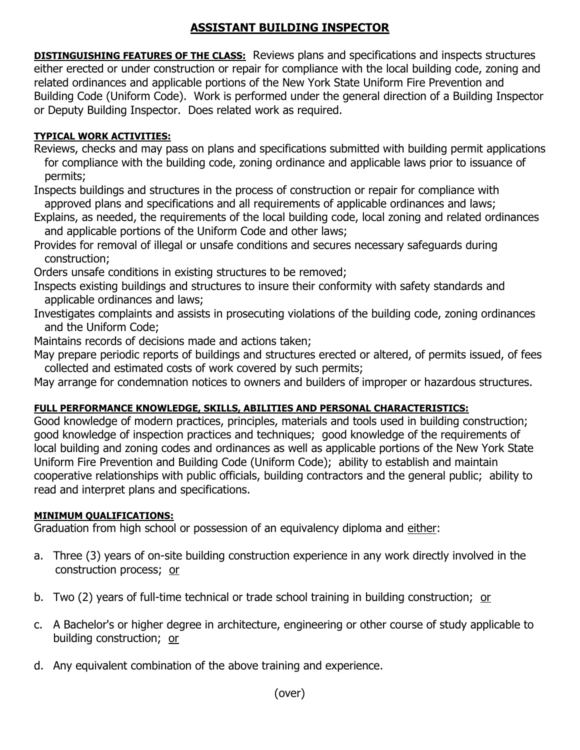# ASSISTANT BUILDING INSPECTOR

**DISTINGUISHING FEATURES OF THE CLASS:** Reviews plans and specifications and inspects structures either erected or under construction or repair for compliance with the local building code, zoning and related ordinances and applicable portions of the New York State Uniform Fire Prevention and Building Code (Uniform Code). Work is performed under the general direction of a Building Inspector or Deputy Building Inspector. Does related work as required.

**TYPICAL WORK ACTIVITIES:**

Reviews, checks and may pass on plans and specifications submitted with building permit applications for compliance with the building code, zoning ordinance and applicable laws prior to issuance of permits;

Inspects buildings and structures in the process of construction or repair for compliance with approved plans and specifications and all requirements of applicable ordinances and laws;

Explains, as needed, the requirements of the local building code, local zoning and related ordinances and applicable portions of the Uniform Code and other laws;

Provides for removal of illegal or unsafe conditions and secures necessary safeguards during construction;

Orders unsafe conditions in existing structures to be removed;

Inspects existing buildings and structures to insure their conformity with safety standards and applicable ordinances and laws;

Investigates complaints and assists in prosecuting violations of the building code, zoning ordinances and the Uniform Code;

Maintains records of decisions made and actions taken;

May prepare periodic reports of buildings and structures erected or altered, of permits issued, of fees collected and estimated costs of work covered by such permits;

May arrange for condemnation notices to owners and builders of improper or hazardous structures.

**FULL PERFORMANCE KNOWLEDGE, SKILLS, ABILITIES AND PERSONAL CHARACTERISTICS:**

Good knowledge of modern practices, principles, materials and tools used in building construction; good knowledge of inspection practices and techniques; good knowledge of the requirements of local building and zoning codes and ordinances as well as applicable portions of the New York State Uniform Fire Prevention and Building Code (Uniform Code); ability to establish and maintain cooperative relationships with public officials, building contractors and the general public; ability to read and interpret plans and specifications.

**MINIMUM QUALIFICATIONS:**

Graduation from high school or possession of an equivalency diploma and either:

a. Three (3) years of on-site building construction experience in any work directly involved in the construction process; or

b. Two (2) years of full-time technical or trade school training in building construction; or

c. A Bachelor's or higher degree in architecture, engineering or other course of study applicable to building construction; or

d. Any equivalent combination of the above training and experience.

(over)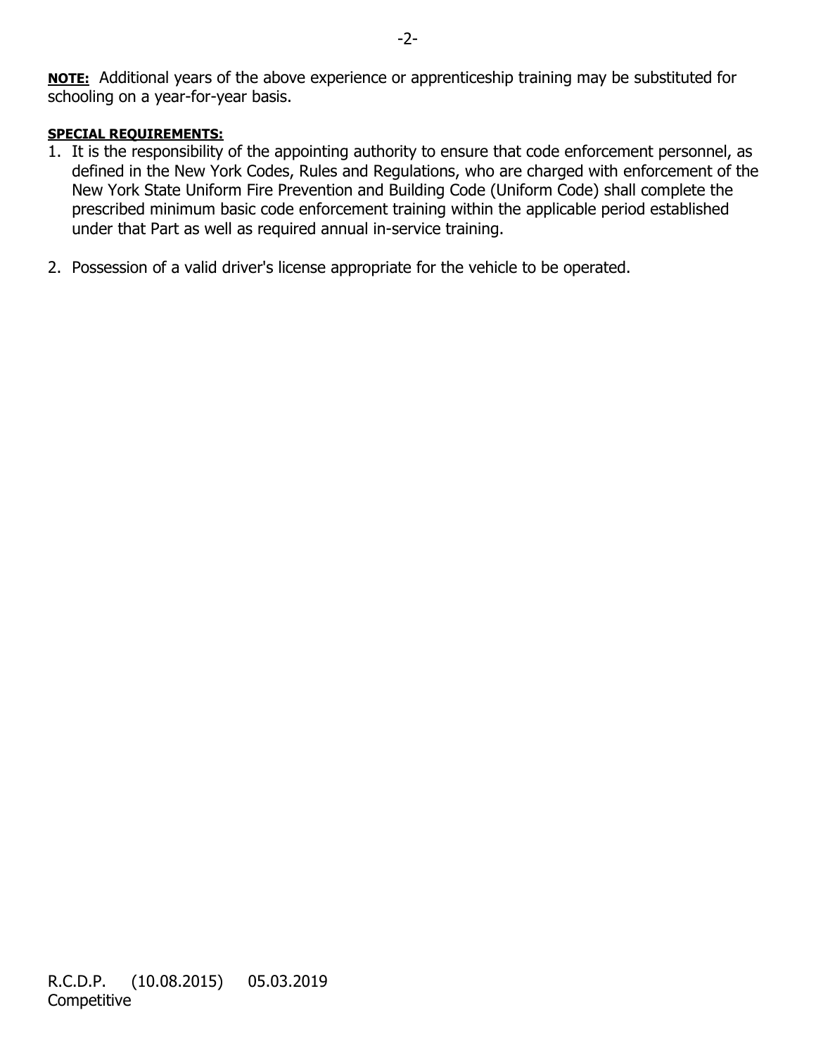**NOTE:** Additional years of the above experience or apprenticeship training may be substituted for schooling on a year-for-year basis.

**SPECIAL REQUIREMENTS:**

1. It is the responsibility of the appointing authority to ensure that code enforcement personnel, as defined in the New York Codes, Rules and Regulations, who are charged with enforcement of the New York State Uniform Fire Prevention and Building Code (Uniform Code) shall complete the prescribed minimum basic code enforcement training within the applicable period established under that Part as well as required annual in-service training.

2. Possession of a valid driver's license appropriate for the vehicle to be operated.

R.C.D.P. (10.08.2015) 05.03.2019
Competitive